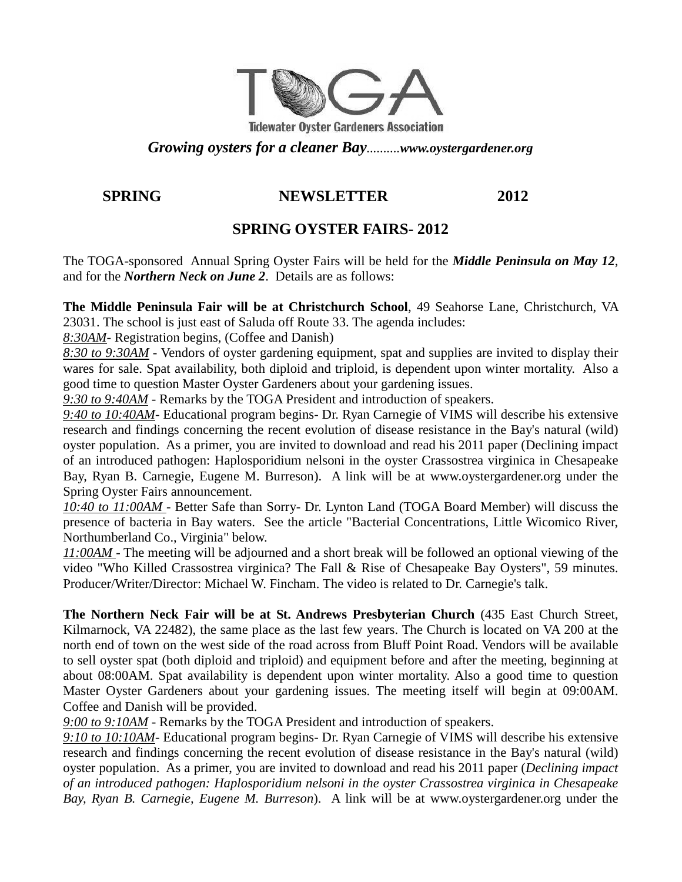# TOGA

**Tidewater Oyster Gardeners Association**

***Growing oysters for a cleaner Bay**..........**www.oystergardener.org***

## SPRING NEWSLETTER 2012

## SPRING OYSTER FAIRS- 2012

The TOGA-sponsored Annual Spring Oyster Fairs will be held for the ***Middle Peninsula on May 12***, and for the ***Northern Neck on June 2***. Details are as follows:

**The Middle Peninsula Fair will be at Christchurch School**, 49 Seahorse Lane, Christchurch, VA 23031. The school is just east of Saluda off Route 33. The agenda includes:

*8:30AM*- Registration begins, (Coffee and Danish)

*8:30 to 9:30AM* - Vendors of oyster gardening equipment, spat and supplies are invited to display their wares for sale. Spat availability, both diploid and triploid, is dependent upon winter mortality. Also a good time to question Master Oyster Gardeners about your gardening issues.

*9:30 to 9:40AM* - Remarks by the TOGA President and introduction of speakers.

*9:40 to 10:40AM*- Educational program begins- Dr. Ryan Carnegie of VIMS will describe his extensive research and findings concerning the recent evolution of disease resistance in the Bay's natural (wild) oyster population. As a primer, you are invited to download and read his 2011 paper (Declining impact of an introduced pathogen: Haplosporidium nelsoni in the oyster Crassostrea virginica in Chesapeake Bay, Ryan B. Carnegie, Eugene M. Burreson). A link will be at www.oystergardener.org under the Spring Oyster Fairs announcement.

*10:40 to 11:00AM* - Better Safe than Sorry- Dr. Lynton Land (TOGA Board Member) will discuss the presence of bacteria in Bay waters. See the article "Bacterial Concentrations, Little Wicomico River, Northumberland Co., Virginia" below.

*11:00AM* - The meeting will be adjourned and a short break will be followed an optional viewing of the video "Who Killed Crassostrea virginica? The Fall & Rise of Chesapeake Bay Oysters", 59 minutes. Producer/Writer/Director: Michael W. Fincham. The video is related to Dr. Carnegie's talk.

**The Northern Neck Fair will be at St. Andrews Presbyterian Church** (435 East Church Street, Kilmarnock, VA 22482), the same place as the last few years. The Church is located on VA 200 at the north end of town on the west side of the road across from Bluff Point Road. Vendors will be available to sell oyster spat (both diploid and triploid) and equipment before and after the meeting, beginning at about 08:00AM. Spat availability is dependent upon winter mortality. Also a good time to question Master Oyster Gardeners about your gardening issues. The meeting itself will begin at 09:00AM. Coffee and Danish will be provided.

*9:00 to 9:10AM* - Remarks by the TOGA President and introduction of speakers.

*9:10 to 10:10AM*- Educational program begins- Dr. Ryan Carnegie of VIMS will describe his extensive research and findings concerning the recent evolution of disease resistance in the Bay's natural (wild) oyster population. As a primer, you are invited to download and read his 2011 paper (*Declining impact of an introduced pathogen: Haplosporidium nelsoni in the oyster Crassostrea virginica in Chesapeake Bay, Ryan B. Carnegie, Eugene M. Burreson*). A link will be at www.oystergardener.org under the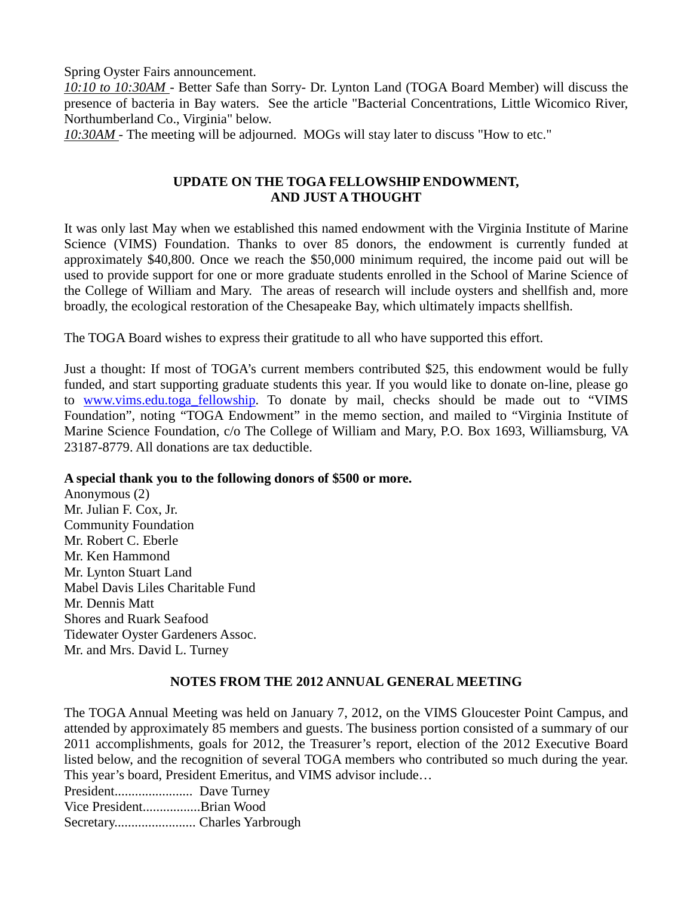Spring Oyster Fairs announcement.

*10:10 to 10:30AM* - Better Safe than Sorry- Dr. Lynton Land (TOGA Board Member) will discuss the presence of bacteria in Bay waters. See the article "Bacterial Concentrations, Little Wicomico River, Northumberland Co., Virginia" below.

*10:30AM* - The meeting will be adjourned. MOGs will stay later to discuss "How to etc."

## UPDATE ON THE TOGA FELLOWSHIP ENDOWMENT, AND JUST A THOUGHT

It was only last May when we established this named endowment with the Virginia Institute of Marine Science (VIMS) Foundation. Thanks to over 85 donors, the endowment is currently funded at approximately $40,800. Once we reach the $50,000 minimum required, the income paid out will be used to provide support for one or more graduate students enrolled in the School of Marine Science of the College of William and Mary. The areas of research will include oysters and shellfish and, more broadly, the ecological restoration of the Chesapeake Bay, which ultimately impacts shellfish.

The TOGA Board wishes to express their gratitude to all who have supported this effort.

Just a thought: If most of TOGA's current members contributed $25, this endowment would be fully funded, and start supporting graduate students this year. If you would like to donate on-line, please go to [www.vims.edu.toga_fellowship](www.vims.edu.toga_fellowship). To donate by mail, checks should be made out to "VIMS Foundation", noting "TOGA Endowment" in the memo section, and mailed to "Virginia Institute of Marine Science Foundation, c/o The College of William and Mary, P.O. Box 1693, Williamsburg, VA 23187-8779. All donations are tax deductible.

**A special thank you to the following donors of $500 or more.**

Anonymous (2)
Mr. Julian F. Cox, Jr.
Community Foundation
Mr. Robert C. Eberle
Mr. Ken Hammond
Mr. Lynton Stuart Land
Mabel Davis Liles Charitable Fund
Mr. Dennis Matt
Shores and Ruark Seafood
Tidewater Oyster Gardeners Assoc.
Mr. and Mrs. David L. Turney

## NOTES FROM THE 2012 ANNUAL GENERAL MEETING

The TOGA Annual Meeting was held on January 7, 2012, on the VIMS Gloucester Point Campus, and attended by approximately 85 members and guests. The business portion consisted of a summary of our 2011 accomplishments, goals for 2012, the Treasurer's report, election of the 2012 Executive Board listed below, and the recognition of several TOGA members who contributed so much during the year. This year's board, President Emeritus, and VIMS advisor include…

President....................... Dave Turney
Vice President.................Brian Wood
Secretary........................ Charles Yarbrough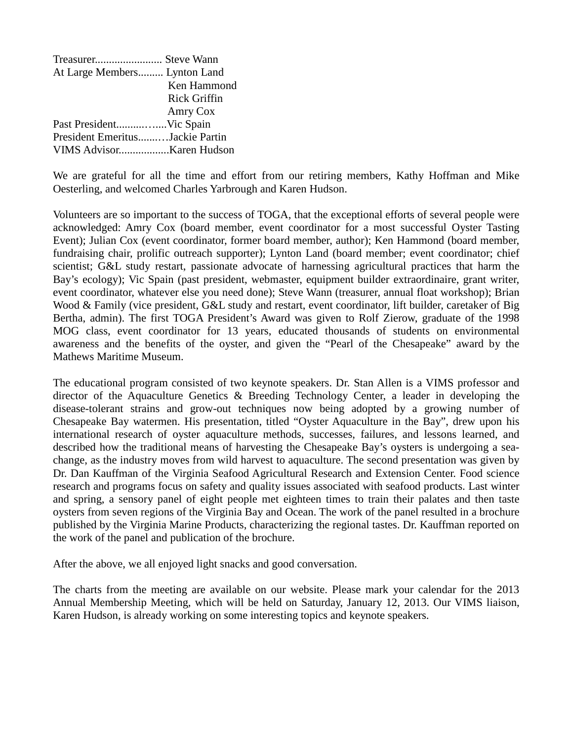Treasurer........................ Steve Wann
At Large Members......... Lynton Land
Ken Hammond
Rick Griffin
Amry Cox
Past President..........…....Vic Spain
President Emeritus.......…Jackie Partin
VIMS Advisor.................Karen Hudson

We are grateful for all the time and effort from our retiring members, Kathy Hoffman and Mike Oesterling, and welcomed Charles Yarbrough and Karen Hudson.

Volunteers are so important to the success of TOGA, that the exceptional efforts of several people were acknowledged: Amry Cox (board member, event coordinator for a most successful Oyster Tasting Event); Julian Cox (event coordinator, former board member, author); Ken Hammond (board member, fundraising chair, prolific outreach supporter); Lynton Land (board member; event coordinator; chief scientist; G&L study restart, passionate advocate of harnessing agricultural practices that harm the Bay's ecology); Vic Spain (past president, webmaster, equipment builder extraordinaire, grant writer, event coordinator, whatever else you need done); Steve Wann (treasurer, annual float workshop); Brian Wood & Family (vice president, G&L study and restart, event coordinator, lift builder, caretaker of Big Bertha, admin). The first TOGA President's Award was given to Rolf Zierow, graduate of the 1998 MOG class, event coordinator for 13 years, educated thousands of students on environmental awareness and the benefits of the oyster, and given the "Pearl of the Chesapeake" award by the Mathews Maritime Museum.

The educational program consisted of two keynote speakers. Dr. Stan Allen is a VIMS professor and director of the Aquaculture Genetics & Breeding Technology Center, a leader in developing the disease-tolerant strains and grow-out techniques now being adopted by a growing number of Chesapeake Bay watermen. His presentation, titled "Oyster Aquaculture in the Bay", drew upon his international research of oyster aquaculture methods, successes, failures, and lessons learned, and described how the traditional means of harvesting the Chesapeake Bay's oysters is undergoing a sea-change, as the industry moves from wild harvest to aquaculture. The second presentation was given by Dr. Dan Kauffman of the Virginia Seafood Agricultural Research and Extension Center. Food science research and programs focus on safety and quality issues associated with seafood products. Last winter and spring, a sensory panel of eight people met eighteen times to train their palates and then taste oysters from seven regions of the Virginia Bay and Ocean. The work of the panel resulted in a brochure published by the Virginia Marine Products, characterizing the regional tastes. Dr. Kauffman reported on the work of the panel and publication of the brochure.

After the above, we all enjoyed light snacks and good conversation.

The charts from the meeting are available on our website. Please mark your calendar for the 2013 Annual Membership Meeting, which will be held on Saturday, January 12, 2013. Our VIMS liaison, Karen Hudson, is already working on some interesting topics and keynote speakers.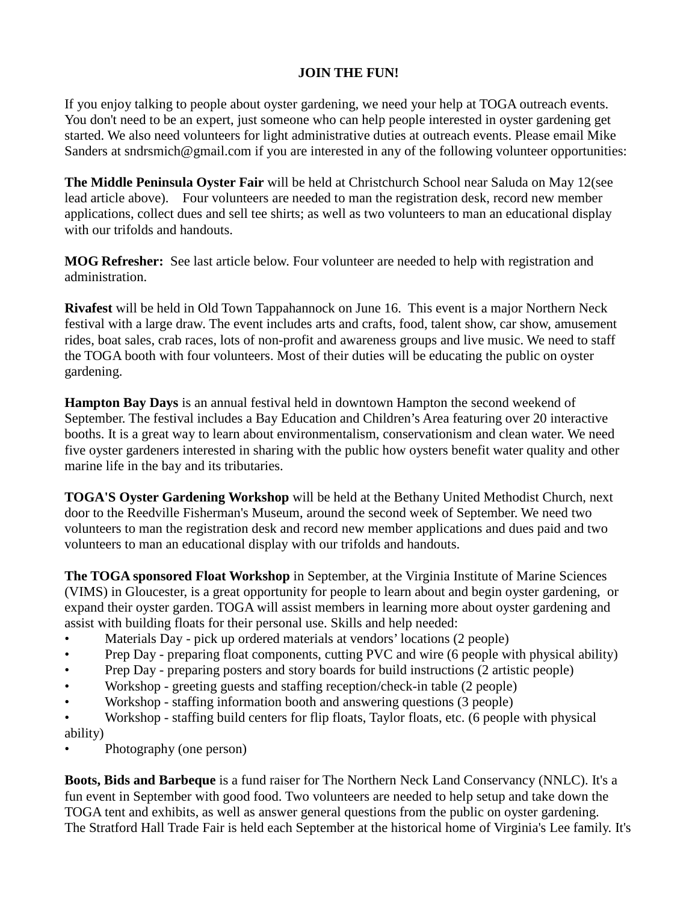**JOIN THE FUN!**

If you enjoy talking to people about oyster gardening, we need your help at TOGA outreach events. You don't need to be an expert, just someone who can help people interested in oyster gardening get started. We also need volunteers for light administrative duties at outreach events. Please email Mike Sanders at sndrsmich@gmail.com if you are interested in any of the following volunteer opportunities:

**The Middle Peninsula Oyster Fair** will be held at Christchurch School near Saluda on May 12(see lead article above). Four volunteers are needed to man the registration desk, record new member applications, collect dues and sell tee shirts; as well as two volunteers to man an educational display with our trifolds and handouts.

**MOG Refresher:** See last article below. Four volunteer are needed to help with registration and administration.

**Rivafest** will be held in Old Town Tappahannock on June 16. This event is a major Northern Neck festival with a large draw. The event includes arts and crafts, food, talent show, car show, amusement rides, boat sales, crab races, lots of non-profit and awareness groups and live music. We need to staff the TOGA booth with four volunteers. Most of their duties will be educating the public on oyster gardening.

**Hampton Bay Days** is an annual festival held in downtown Hampton the second weekend of September. The festival includes a Bay Education and Children's Area featuring over 20 interactive booths. It is a great way to learn about environmentalism, conservationism and clean water. We need five oyster gardeners interested in sharing with the public how oysters benefit water quality and other marine life in the bay and its tributaries.

**TOGA'S Oyster Gardening Workshop** will be held at the Bethany United Methodist Church, next door to the Reedville Fisherman's Museum, around the second week of September. We need two volunteers to man the registration desk and record new member applications and dues paid and two volunteers to man an educational display with our trifolds and handouts.

**The TOGA sponsored Float Workshop** in September, at the Virginia Institute of Marine Sciences (VIMS) in Gloucester, is a great opportunity for people to learn about and begin oyster gardening, or expand their oyster garden. TOGA will assist members in learning more about oyster gardening and assist with building floats for their personal use. Skills and help needed:

- Materials Day - pick up ordered materials at vendors' locations (2 people)
- Prep Day - preparing float components, cutting PVC and wire (6 people with physical ability)
- Prep Day - preparing posters and story boards for build instructions (2 artistic people)
- Workshop - greeting guests and staffing reception/check-in table (2 people)
- Workshop - staffing information booth and answering questions (3 people)
- Workshop - staffing build centers for flip floats, Taylor floats, etc. (6 people with physical ability)
- Photography (one person)

**Boots, Bids and Barbeque** is a fund raiser for The Northern Neck Land Conservancy (NNLC). It's a fun event in September with good food. Two volunteers are needed to help setup and take down the TOGA tent and exhibits, as well as answer general questions from the public on oyster gardening.
The Stratford Hall Trade Fair is held each September at the historical home of Virginia's Lee family. It's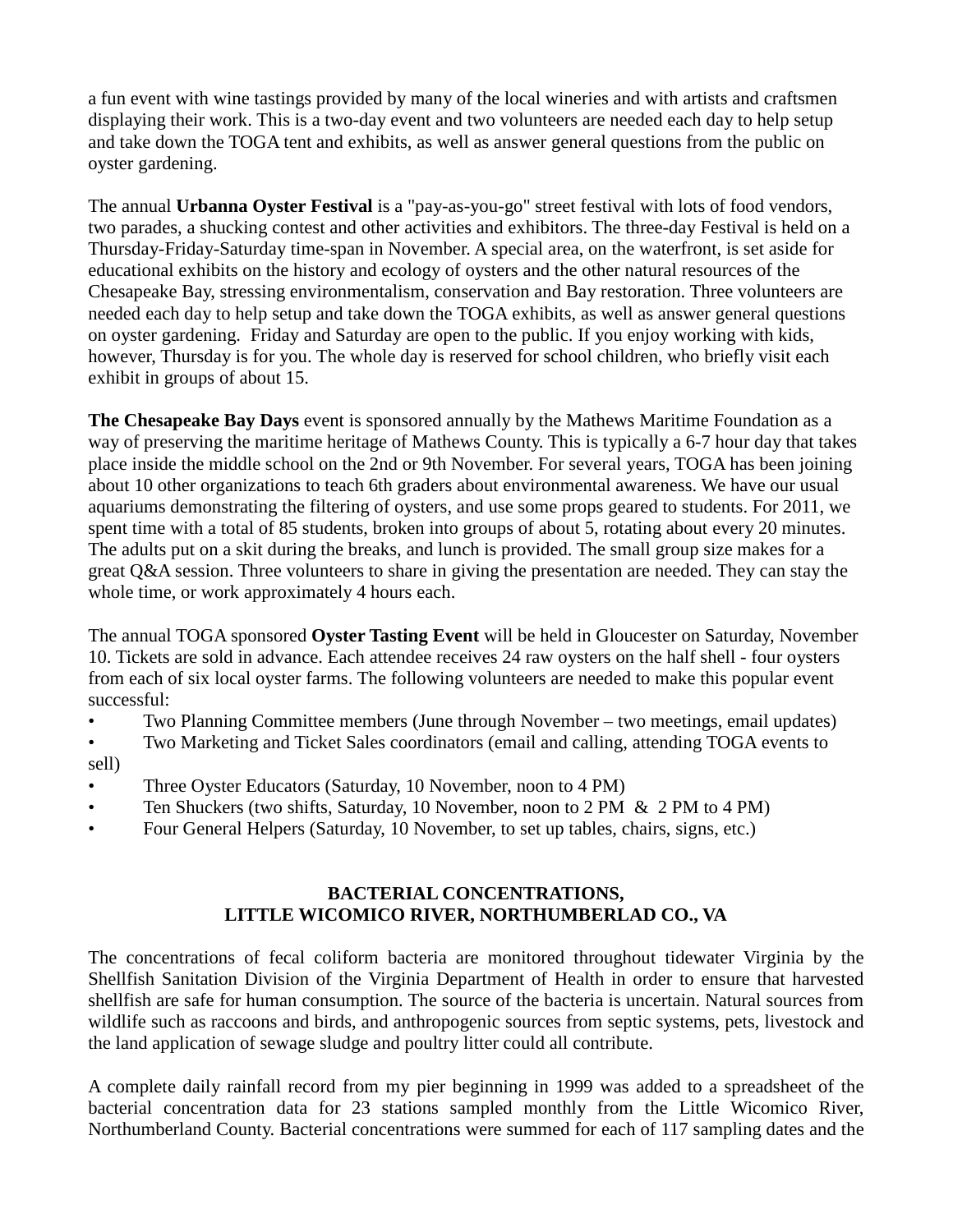a fun event with wine tastings provided by many of the local wineries and with artists and craftsmen displaying their work. This is a two-day event and two volunteers are needed each day to help setup and take down the TOGA tent and exhibits, as well as answer general questions from the public on oyster gardening.

The annual **Urbanna Oyster Festival** is a "pay-as-you-go" street festival with lots of food vendors, two parades, a shucking contest and other activities and exhibitors. The three-day Festival is held on a Thursday-Friday-Saturday time-span in November. A special area, on the waterfront, is set aside for educational exhibits on the history and ecology of oysters and the other natural resources of the Chesapeake Bay, stressing environmentalism, conservation and Bay restoration. Three volunteers are needed each day to help setup and take down the TOGA exhibits, as well as answer general questions on oyster gardening. Friday and Saturday are open to the public. If you enjoy working with kids, however, Thursday is for you. The whole day is reserved for school children, who briefly visit each exhibit in groups of about 15.

**The Chesapeake Bay Days** event is sponsored annually by the Mathews Maritime Foundation as a way of preserving the maritime heritage of Mathews County. This is typically a 6-7 hour day that takes place inside the middle school on the 2nd or 9th November. For several years, TOGA has been joining about 10 other organizations to teach 6th graders about environmental awareness. We have our usual aquariums demonstrating the filtering of oysters, and use some props geared to students. For 2011, we spent time with a total of 85 students, broken into groups of about 5, rotating about every 20 minutes. The adults put on a skit during the breaks, and lunch is provided. The small group size makes for a great Q&A session. Three volunteers to share in giving the presentation are needed. They can stay the whole time, or work approximately 4 hours each.

The annual TOGA sponsored **Oyster Tasting Event** will be held in Gloucester on Saturday, November 10. Tickets are sold in advance. Each attendee receives 24 raw oysters on the half shell - four oysters from each of six local oyster farms. The following volunteers are needed to make this popular event successful:

- Two Planning Committee members (June through November – two meetings, email updates)
- Two Marketing and Ticket Sales coordinators (email and calling, attending TOGA events to sell)
- Three Oyster Educators (Saturday, 10 November, noon to 4 PM)
- Ten Shuckers (two shifts, Saturday, 10 November, noon to 2 PM & 2 PM to 4 PM)
- Four General Helpers (Saturday, 10 November, to set up tables, chairs, signs, etc.)

## BACTERIAL CONCENTRATIONS, LITTLE WICOMICO RIVER, NORTHUMBERLAD CO., VA

The concentrations of fecal coliform bacteria are monitored throughout tidewater Virginia by the Shellfish Sanitation Division of the Virginia Department of Health in order to ensure that harvested shellfish are safe for human consumption. The source of the bacteria is uncertain. Natural sources from wildlife such as raccoons and birds, and anthropogenic sources from septic systems, pets, livestock and the land application of sewage sludge and poultry litter could all contribute.

A complete daily rainfall record from my pier beginning in 1999 was added to a spreadsheet of the bacterial concentration data for 23 stations sampled monthly from the Little Wicomico River, Northumberland County. Bacterial concentrations were summed for each of 117 sampling dates and the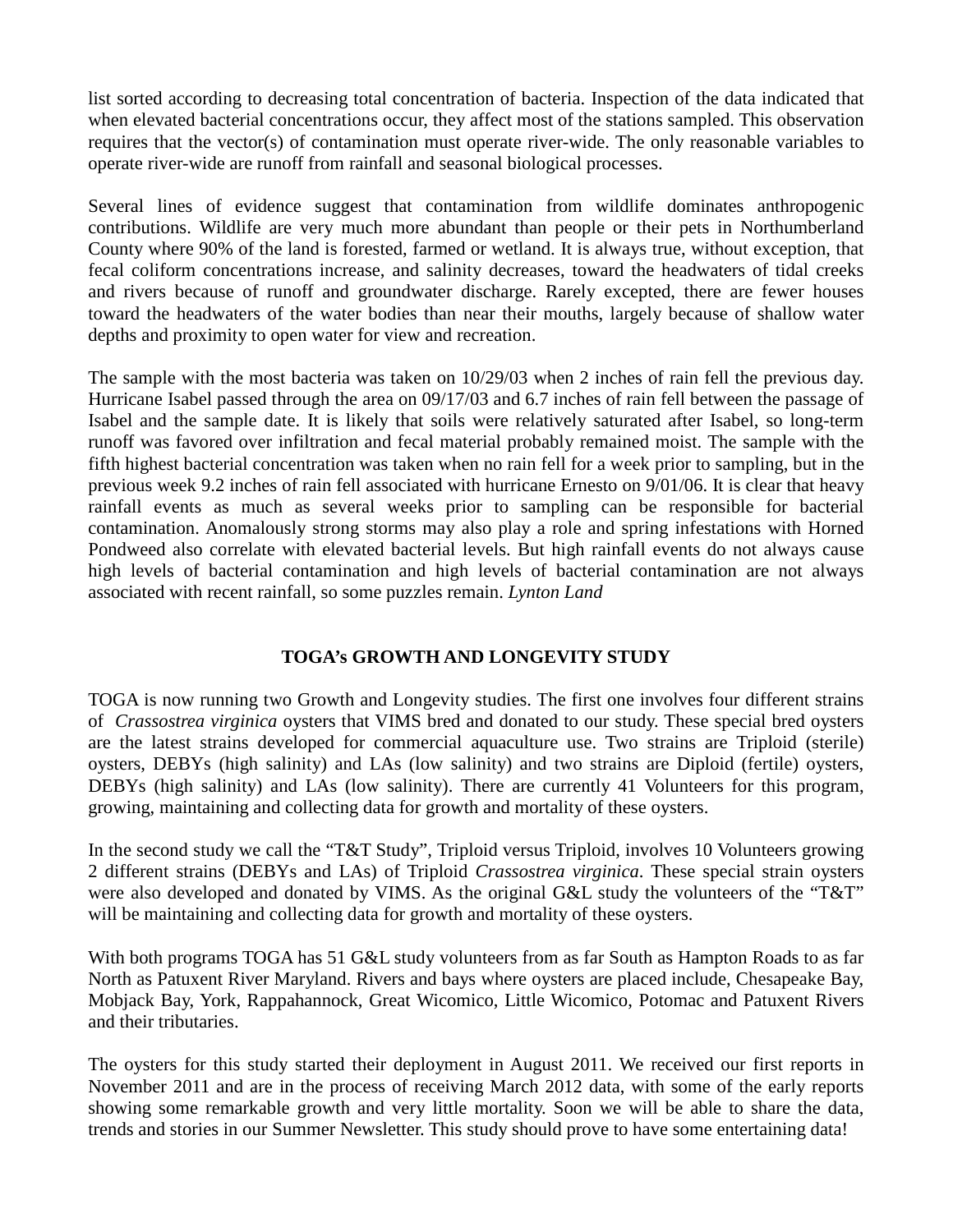list sorted according to decreasing total concentration of bacteria. Inspection of the data indicated that when elevated bacterial concentrations occur, they affect most of the stations sampled. This observation requires that the vector(s) of contamination must operate river-wide. The only reasonable variables to operate river-wide are runoff from rainfall and seasonal biological processes.

Several lines of evidence suggest that contamination from wildlife dominates anthropogenic contributions. Wildlife are very much more abundant than people or their pets in Northumberland County where 90% of the land is forested, farmed or wetland. It is always true, without exception, that fecal coliform concentrations increase, and salinity decreases, toward the headwaters of tidal creeks and rivers because of runoff and groundwater discharge. Rarely excepted, there are fewer houses toward the headwaters of the water bodies than near their mouths, largely because of shallow water depths and proximity to open water for view and recreation.

The sample with the most bacteria was taken on 10/29/03 when 2 inches of rain fell the previous day. Hurricane Isabel passed through the area on 09/17/03 and 6.7 inches of rain fell between the passage of Isabel and the sample date. It is likely that soils were relatively saturated after Isabel, so long-term runoff was favored over infiltration and fecal material probably remained moist. The sample with the fifth highest bacterial concentration was taken when no rain fell for a week prior to sampling, but in the previous week 9.2 inches of rain fell associated with hurricane Ernesto on 9/01/06. It is clear that heavy rainfall events as much as several weeks prior to sampling can be responsible for bacterial contamination. Anomalously strong storms may also play a role and spring infestations with Horned Pondweed also correlate with elevated bacterial levels. But high rainfall events do not always cause high levels of bacterial contamination and high levels of bacterial contamination are not always associated with recent rainfall, so some puzzles remain. *Lynton Land*

## TOGA's GROWTH AND LONGEVITY STUDY

TOGA is now running two Growth and Longevity studies. The first one involves four different strains of *Crassostrea virginica* oysters that VIMS bred and donated to our study. These special bred oysters are the latest strains developed for commercial aquaculture use. Two strains are Triploid (sterile) oysters, DEBYs (high salinity) and LAs (low salinity) and two strains are Diploid (fertile) oysters, DEBYs (high salinity) and LAs (low salinity). There are currently 41 Volunteers for this program, growing, maintaining and collecting data for growth and mortality of these oysters.

In the second study we call the "T&T Study", Triploid versus Triploid, involves 10 Volunteers growing 2 different strains (DEBYs and LAs) of Triploid *Crassostrea virginica*. These special strain oysters were also developed and donated by VIMS. As the original G&L study the volunteers of the "T&T" will be maintaining and collecting data for growth and mortality of these oysters.

With both programs TOGA has 51 G&L study volunteers from as far South as Hampton Roads to as far North as Patuxent River Maryland. Rivers and bays where oysters are placed include, Chesapeake Bay, Mobjack Bay, York, Rappahannock, Great Wicomico, Little Wicomico, Potomac and Patuxent Rivers and their tributaries.

The oysters for this study started their deployment in August 2011. We received our first reports in November 2011 and are in the process of receiving March 2012 data, with some of the early reports showing some remarkable growth and very little mortality. Soon we will be able to share the data, trends and stories in our Summer Newsletter. This study should prove to have some entertaining data!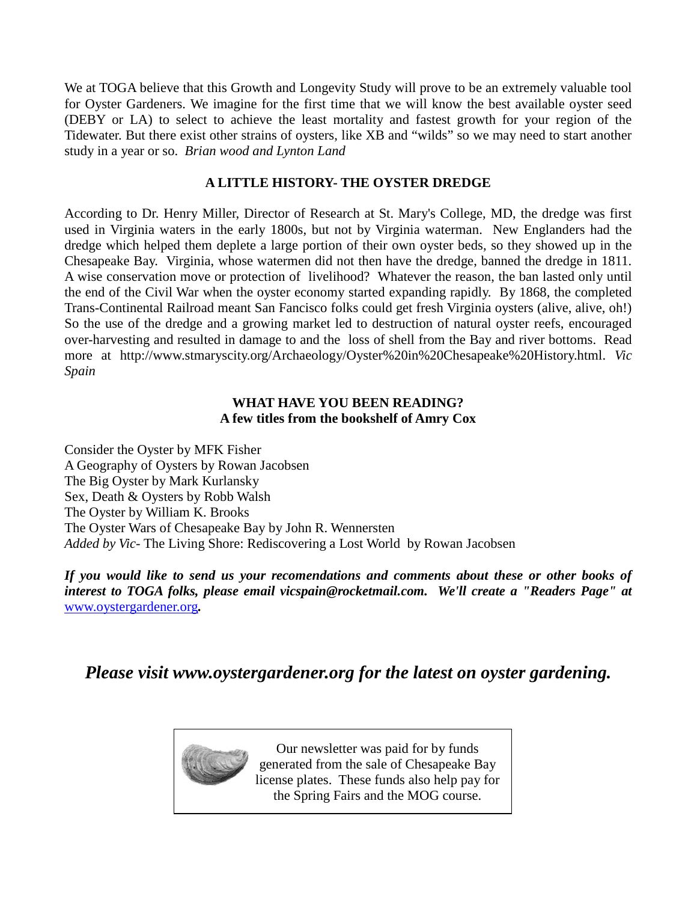We at TOGA believe that this Growth and Longevity Study will prove to be an extremely valuable tool for Oyster Gardeners. We imagine for the first time that we will know the best available oyster seed (DEBY or LA) to select to achieve the least mortality and fastest growth for your region of the Tidewater. But there exist other strains of oysters, like XB and "wilds" so we may need to start another study in a year or so. *Brian wood and Lynton Land*

**A LITTLE HISTORY- THE OYSTER DREDGE**

According to Dr. Henry Miller, Director of Research at St. Mary's College, MD, the dredge was first used in Virginia waters in the early 1800s, but not by Virginia waterman. New Englanders had the dredge which helped them deplete a large portion of their own oyster beds, so they showed up in the Chesapeake Bay. Virginia, whose watermen did not then have the dredge, banned the dredge in 1811. A wise conservation move or protection of livelihood? Whatever the reason, the ban lasted only until the end of the Civil War when the oyster economy started expanding rapidly. By 1868, the completed Trans-Continental Railroad meant San Fancisco folks could get fresh Virginia oysters (alive, alive, oh!) So the use of the dredge and a growing market led to destruction of natural oyster reefs, encouraged over-harvesting and resulted in damage to and the loss of shell from the Bay and river bottoms. Read more at http://www.stmaryscity.org/Archaeology/Oyster%20in%20Chesapeake%20History.html. *Vic Spain*

**WHAT HAVE YOU BEEN READING?**
**A few titles from the bookshelf of Amry Cox**

Consider the Oyster by MFK Fisher
A Geography of Oysters by Rowan Jacobsen
The Big Oyster by Mark Kurlansky
Sex, Death & Oysters by Robb Walsh
The Oyster by William K. Brooks
The Oyster Wars of Chesapeake Bay by John R. Wennersten
*Added by Vic-* The Living Shore: Rediscovering a Lost World by Rowan Jacobsen

***If you would like to send us your recomendations and comments about these or other books of interest to TOGA folks, please email vicspain@rocketmail.com. We'll create a "Readers Page" at*** www.oystergardener.org***.***

## *Please visit www.oystergardener.org for the latest on oyster gardening.*

Our newsletter was paid for by funds generated from the sale of Chesapeake Bay license plates. These funds also help pay for the Spring Fairs and the MOG course.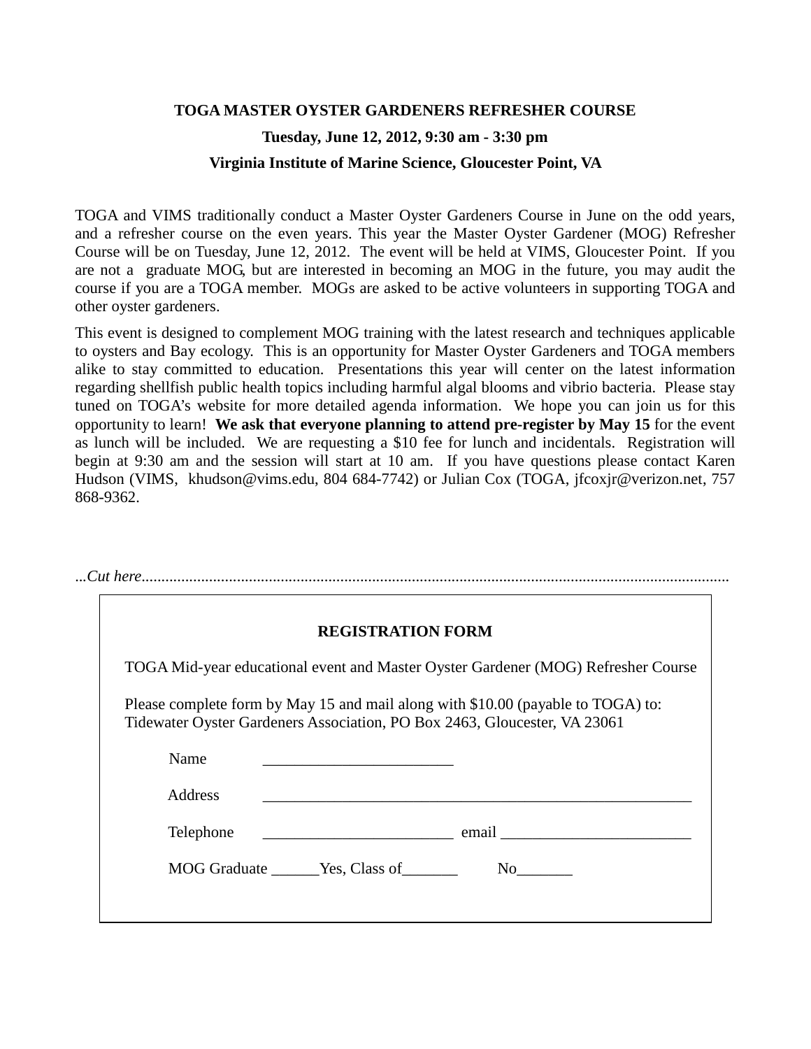## TOGA MASTER OYSTER GARDENERS REFRESHER COURSE

### Tuesday, June 12, 2012, 9:30 am - 3:30 pm

### Virginia Institute of Marine Science, Gloucester Point, VA

TOGA and VIMS traditionally conduct a Master Oyster Gardeners Course in June on the odd years, and a refresher course on the even years. This year the Master Oyster Gardener (MOG) Refresher Course will be on Tuesday, June 12, 2012. The event will be held at VIMS, Gloucester Point. If you are not a graduate MOG, but are interested in becoming an MOG in the future, you may audit the course if you are a TOGA member. MOGs are asked to be active volunteers in supporting TOGA and other oyster gardeners.

This event is designed to complement MOG training with the latest research and techniques applicable to oysters and Bay ecology. This is an opportunity for Master Oyster Gardeners and TOGA members alike to stay committed to education. Presentations this year will center on the latest information regarding shellfish public health topics including harmful algal blooms and vibrio bacteria. Please stay tuned on TOGA's website for more detailed agenda information. We hope you can join us for this opportunity to learn! **We ask that everyone planning to attend pre-register by May 15** for the event as lunch will be included. We are requesting a $10 fee for lunch and incidentals. Registration will begin at 9:30 am and the session will start at 10 am. If you have questions please contact Karen Hudson (VIMS, khudson@vims.edu, 804 684-7742) or Julian Cox (TOGA, jfcoxjr@verizon.net, 757 868-9362.

*...Cut here*...................................................................................................................................

**REGISTRATION FORM**

TOGA Mid-year educational event and Master Oyster Gardener (MOG) Refresher Course

Please complete form by May 15 and mail along with $10.00 (payable to TOGA) to:
Tidewater Oyster Gardeners Association, PO Box 2463, Gloucester, VA 23061

Name ________________________

Address _______________________________________________________

Telephone ________________________ email ________________________

MOG Graduate ______Yes, Class of_______ No_______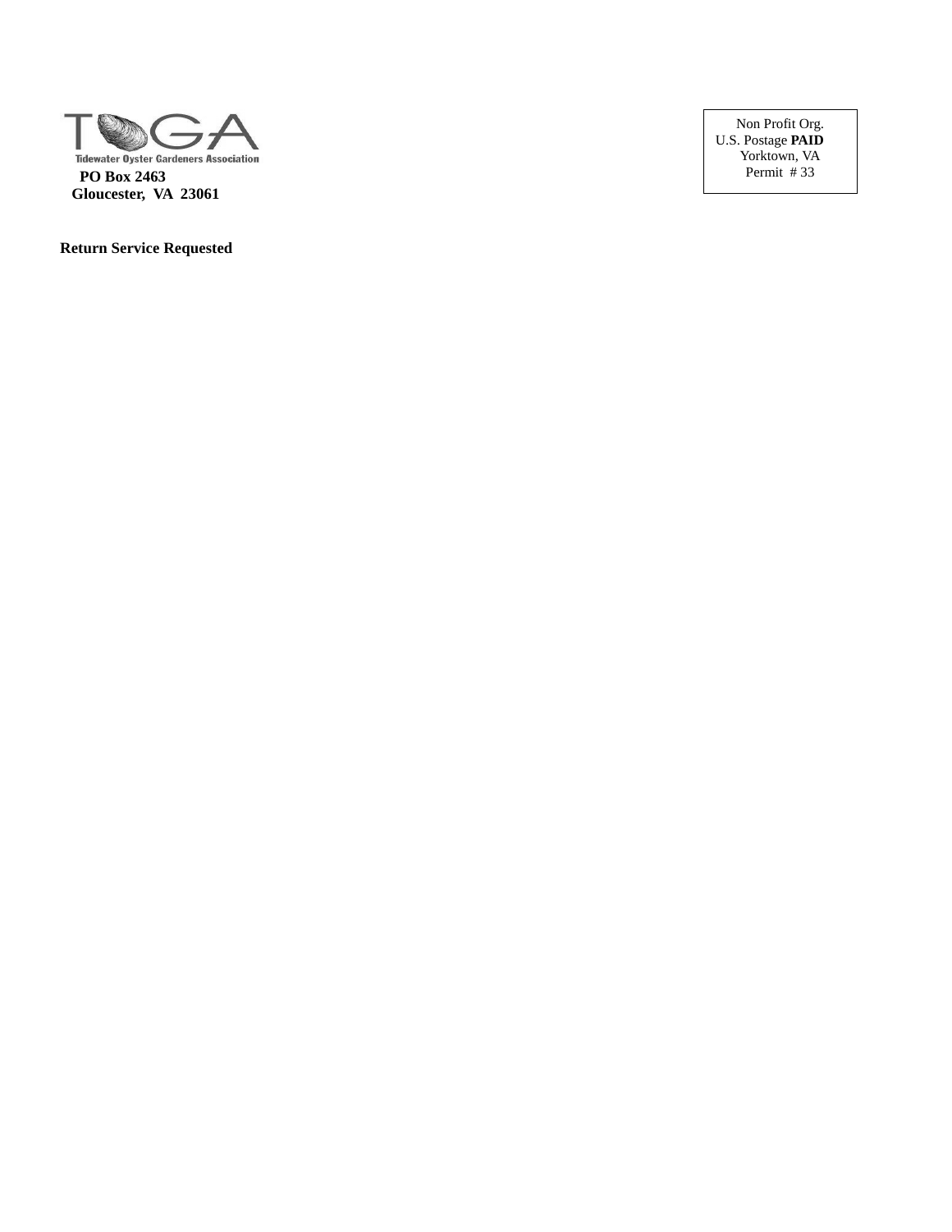TOGA

Tidewater Oyster Gardeners Association

**PO Box 2463**
**Gloucester, VA 23061**

Non Profit Org.
U.S. Postage **PAID**
Yorktown, VA
Permit # 33

**Return Service Requested**